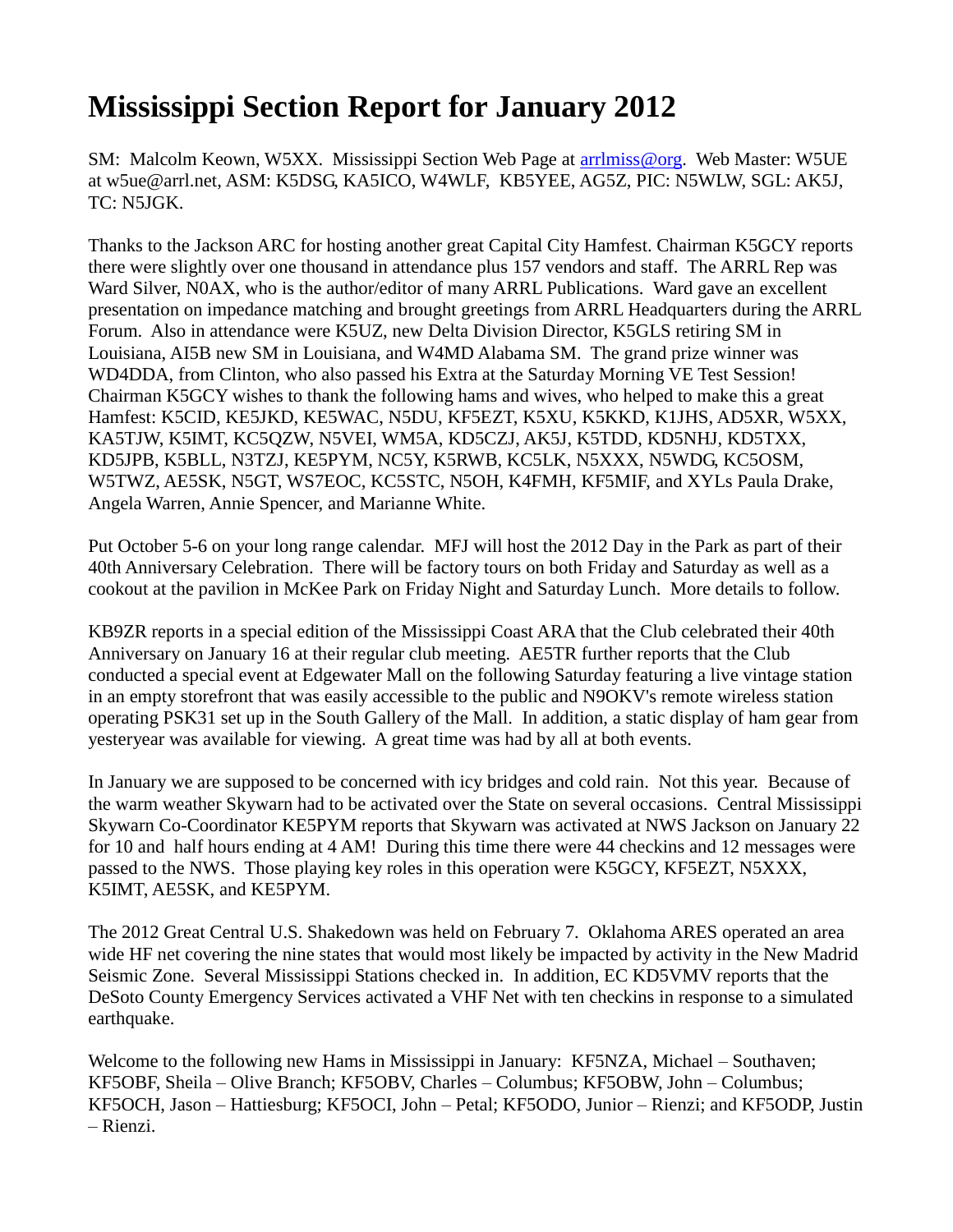# Mississippi Section Report for January 2012

SM: Malcolm Keown, W5XX. Mississippi Section Web Page at arrlmiss@org. Web Master: W5UE at w5ue@arrl.net, ASM: K5DSG, KA5ICO, W4WLF, KB5YEE, AG5Z, PIC: N5WLW, SGL: AK5J, TC: N5JGK.

Thanks to the Jackson ARC for hosting another great Capital City Hamfest. Chairman K5GCY reports there were slightly over one thousand in attendance plus 157 vendors and staff. The ARRL Rep was Ward Silver, N0AX, who is the author/editor of many ARRL Publications. Ward gave an excellent presentation on impedance matching and brought greetings from ARRL Headquarters during the ARRL Forum. Also in attendance were K5UZ, new Delta Division Director, K5GLS retiring SM in Louisiana, AI5B new SM in Louisiana, and W4MD Alabama SM. The grand prize winner was WD4DDA, from Clinton, who also passed his Extra at the Saturday Morning VE Test Session! Chairman K5GCY wishes to thank the following hams and wives, who helped to make this a great Hamfest: K5CID, KE5JKD, KE5WAC, N5DU, KF5EZT, K5XU, K5KKD, K1JHS, AD5XR, W5XX, KA5TJW, K5IMT, KC5QZW, N5VEI, WM5A, KD5CZJ, AK5J, K5TDD, KD5NHJ, KD5TXX, KD5JPB, K5BLL, N3TZJ, KE5PYM, NC5Y, K5RWB, KC5LK, N5XXX, N5WDG, KC5OSM, W5TWZ, AE5SK, N5GT, WS7EOC, KC5STC, N5OH, K4FMH, KF5MIF, and XYLs Paula Drake, Angela Warren, Annie Spencer, and Marianne White.

Put October 5-6 on your long range calendar. MFJ will host the 2012 Day in the Park as part of their 40th Anniversary Celebration. There will be factory tours on both Friday and Saturday as well as a cookout at the pavilion in McKee Park on Friday Night and Saturday Lunch. More details to follow.

KB9ZR reports in a special edition of the Mississippi Coast ARA that the Club celebrated their 40th Anniversary on January 16 at their regular club meeting. AE5TR further reports that the Club conducted a special event at Edgewater Mall on the following Saturday featuring a live vintage station in an empty storefront that was easily accessible to the public and N9OKV's remote wireless station operating PSK31 set up in the South Gallery of the Mall. In addition, a static display of ham gear from yesteryear was available for viewing. A great time was had by all at both events.

In January we are supposed to be concerned with icy bridges and cold rain. Not this year. Because of the warm weather Skywarn had to be activated over the State on several occasions. Central Mississippi Skywarn Co-Coordinator KE5PYM reports that Skywarn was activated at NWS Jackson on January 22 for 10 and half hours ending at 4 AM! During this time there were 44 checkins and 12 messages were passed to the NWS. Those playing key roles in this operation were K5GCY, KF5EZT, N5XXX, K5IMT, AE5SK, and KE5PYM.

The 2012 Great Central U.S. Shakedown was held on February 7. Oklahoma ARES operated an area wide HF net covering the nine states that would most likely be impacted by activity in the New Madrid Seismic Zone. Several Mississippi Stations checked in. In addition, EC KD5VMV reports that the DeSoto County Emergency Services activated a VHF Net with ten checkins in response to a simulated earthquake.

Welcome to the following new Hams in Mississippi in January: KF5NZA, Michael – Southaven; KF5OBF, Sheila – Olive Branch; KF5OBV, Charles – Columbus; KF5OBW, John – Columbus; KF5OCH, Jason – Hattiesburg; KF5OCI, John – Petal; KF5ODO, Junior – Rienzi; and KF5ODP, Justin – Rienzi.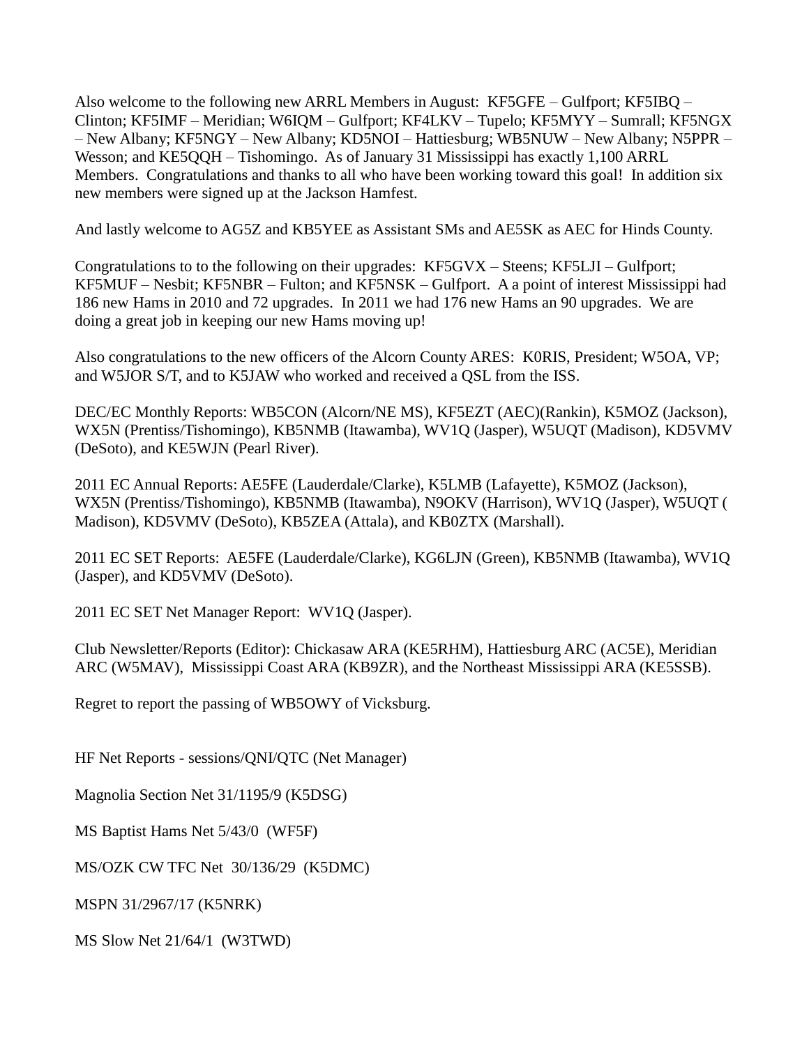Also welcome to the following new ARRL Members in August: KF5GFE – Gulfport; KF5IBQ – Clinton; KF5IMF – Meridian; W6IQM – Gulfport; KF4LKV – Tupelo; KF5MYY – Sumrall; KF5NGX – New Albany; KF5NGY – New Albany; KD5NOI – Hattiesburg; WB5NUW – New Albany; N5PPR – Wesson; and KE5QQH – Tishomingo. As of January 31 Mississippi has exactly 1,100 ARRL Members. Congratulations and thanks to all who have been working toward this goal! In addition six new members were signed up at the Jackson Hamfest.

And lastly welcome to AG5Z and KB5YEE as Assistant SMs and AE5SK as AEC for Hinds County.

Congratulations to to the following on their upgrades: KF5GVX – Steens; KF5LJI – Gulfport; KF5MUF – Nesbit; KF5NBR – Fulton; and KF5NSK – Gulfport. A a point of interest Mississippi had 186 new Hams in 2010 and 72 upgrades. In 2011 we had 176 new Hams an 90 upgrades. We are doing a great job in keeping our new Hams moving up!

Also congratulations to the new officers of the Alcorn County ARES: K0RIS, President; W5OA, VP; and W5JOR S/T, and to K5JAW who worked and received a QSL from the ISS.

DEC/EC Monthly Reports: WB5CON (Alcorn/NE MS), KF5EZT (AEC)(Rankin), K5MOZ (Jackson), WX5N (Prentiss/Tishomingo), KB5NMB (Itawamba), WV1Q (Jasper), W5UQT (Madison), KD5VMV (DeSoto), and KE5WJN (Pearl River).

2011 EC Annual Reports: AE5FE (Lauderdale/Clarke), K5LMB (Lafayette), K5MOZ (Jackson), WX5N (Prentiss/Tishomingo), KB5NMB (Itawamba), N9OKV (Harrison), WV1Q (Jasper), W5UQT ( Madison), KD5VMV (DeSoto), KB5ZEA (Attala), and KB0ZTX (Marshall).

2011 EC SET Reports: AE5FE (Lauderdale/Clarke), KG6LJN (Green), KB5NMB (Itawamba), WV1Q (Jasper), and KD5VMV (DeSoto).

2011 EC SET Net Manager Report: WV1Q (Jasper).

Club Newsletter/Reports (Editor): Chickasaw ARA (KE5RHM), Hattiesburg ARC (AC5E), Meridian ARC (W5MAV), Mississippi Coast ARA (KB9ZR), and the Northeast Mississippi ARA (KE5SSB).

Regret to report the passing of WB5OWY of Vicksburg.

HF Net Reports - sessions/QNI/QTC (Net Manager)

Magnolia Section Net 31/1195/9 (K5DSG)

MS Baptist Hams Net 5/43/0 (WF5F)

MS/OZK CW TFC Net 30/136/29 (K5DMC)

MSPN 31/2967/17 (K5NRK)

MS Slow Net 21/64/1 (W3TWD)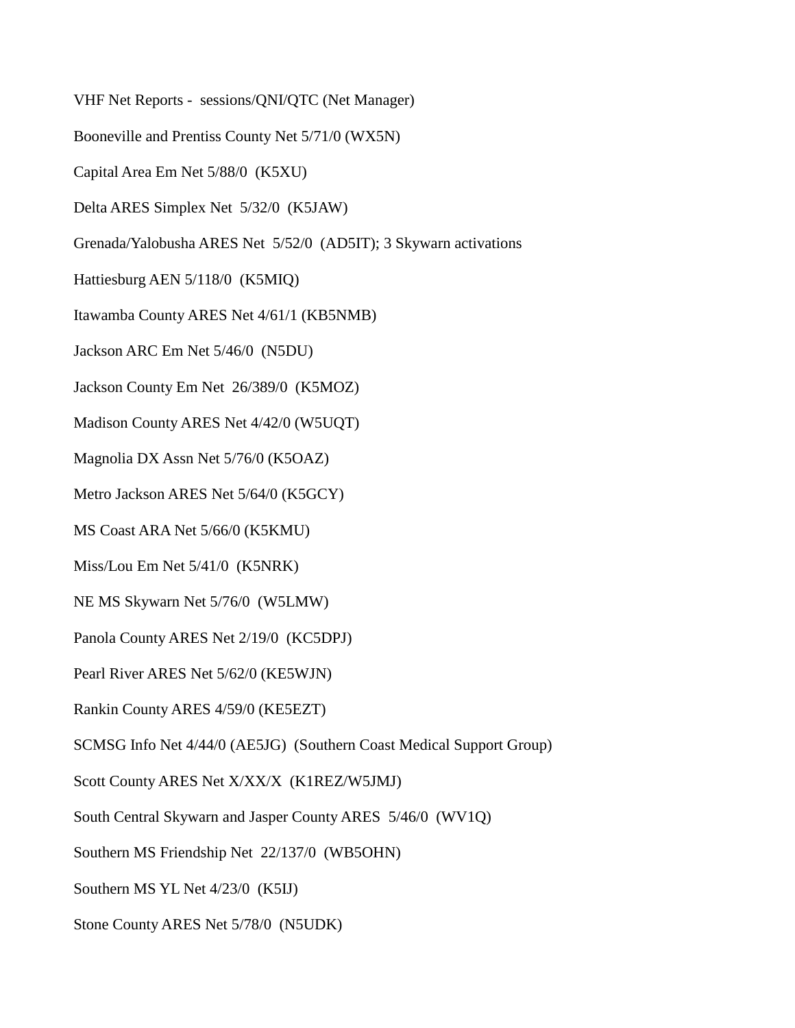VHF Net Reports - sessions/QNI/QTC (Net Manager)

Booneville and Prentiss County Net 5/71/0 (WX5N)

Capital Area Em Net 5/88/0 (K5XU)

Delta ARES Simplex Net 5/32/0 (K5JAW)

Grenada/Yalobusha ARES Net 5/52/0 (AD5IT); 3 Skywarn activations

Hattiesburg AEN 5/118/0 (K5MIQ)

Itawamba County ARES Net 4/61/1 (KB5NMB)

Jackson ARC Em Net 5/46/0 (N5DU)

Jackson County Em Net 26/389/0 (K5MOZ)

Madison County ARES Net 4/42/0 (W5UQT)

Magnolia DX Assn Net 5/76/0 (K5OAZ)

Metro Jackson ARES Net 5/64/0 (K5GCY)

MS Coast ARA Net 5/66/0 (K5KMU)

Miss/Lou Em Net 5/41/0 (K5NRK)

NE MS Skywarn Net 5/76/0 (W5LMW)

Panola County ARES Net 2/19/0 (KC5DPJ)

Pearl River ARES Net 5/62/0 (KE5WJN)

Rankin County ARES 4/59/0 (KE5EZT)

SCMSG Info Net 4/44/0 (AE5JG) (Southern Coast Medical Support Group)

Scott County ARES Net X/XX/X (K1REZ/W5JMJ)

South Central Skywarn and Jasper County ARES 5/46/0 (WV1Q)

Southern MS Friendship Net 22/137/0 (WB5OHN)

Southern MS YL Net 4/23/0 (K5IJ)

Stone County ARES Net 5/78/0 (N5UDK)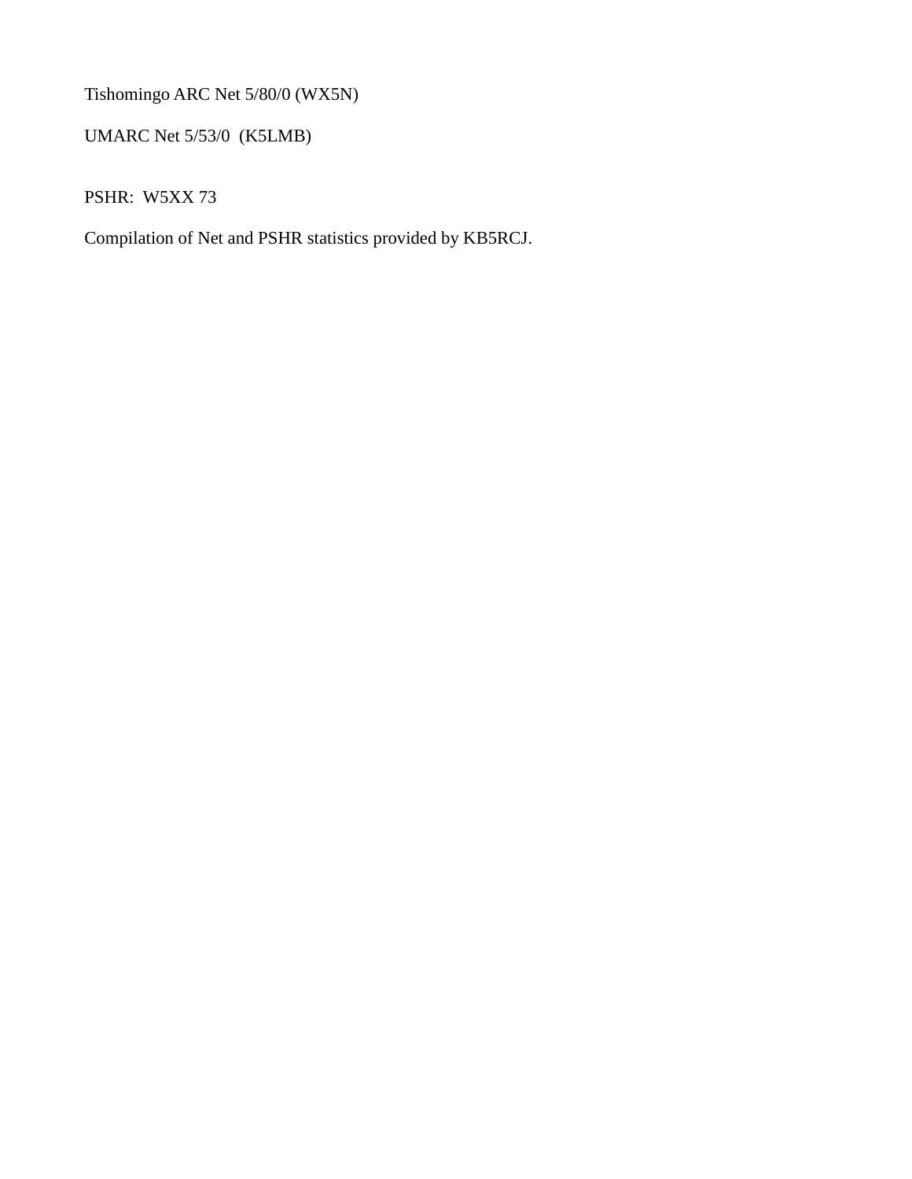Tishomingo ARC Net 5/80/0 (WX5N)

UMARC Net 5/53/0 (K5LMB)

PSHR: W5XX 73

Compilation of Net and PSHR statistics provided by KB5RCJ.